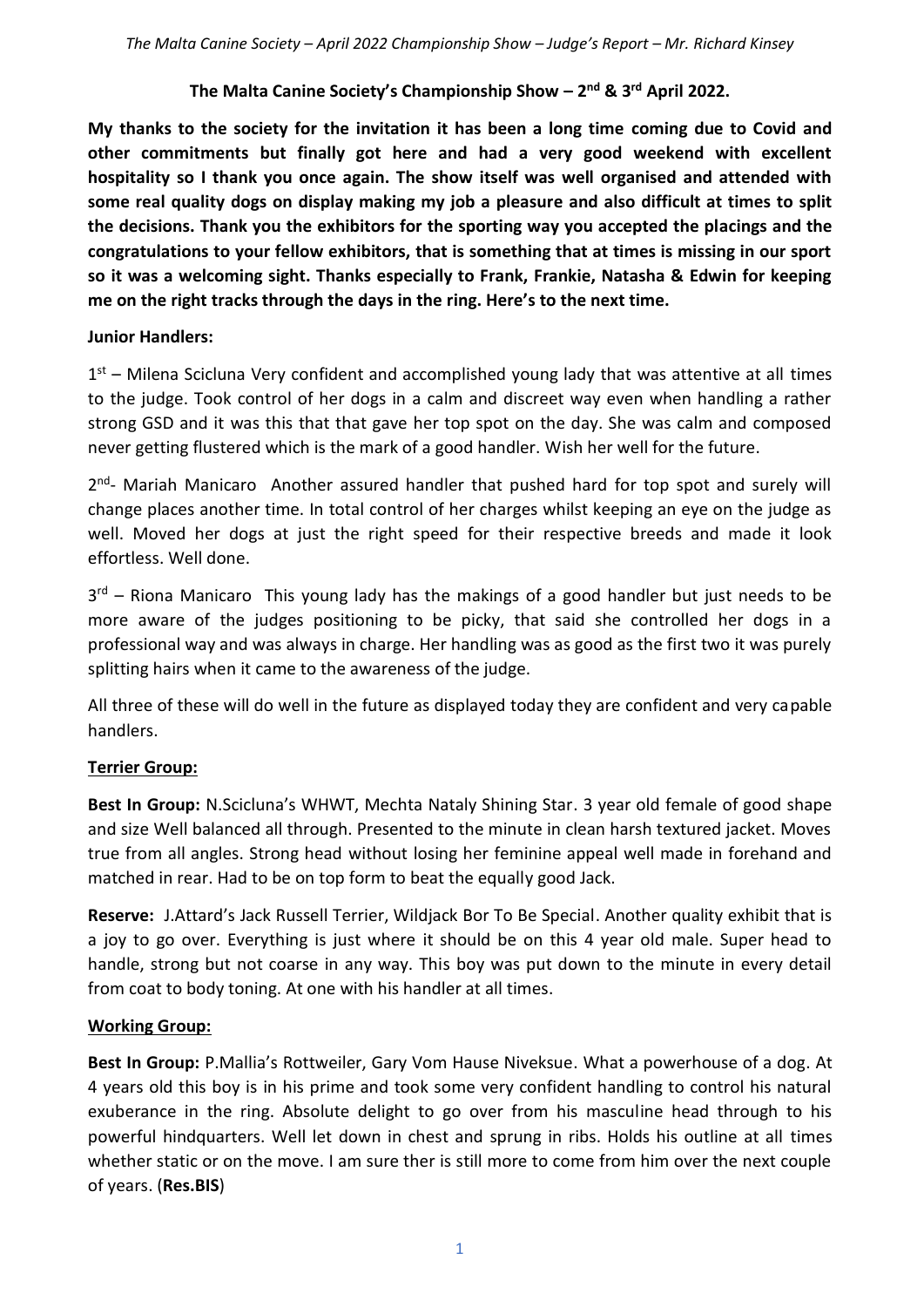**The Malta Canine Society's Championship Show – 2nd & 3rd April 2022.**

**My thanks to the society for the invitation it has been a long time coming due to Covid and other commitments but finally got here and had a very good weekend with excellent hospitality so I thank you once again. The show itself was well organised and attended with some real quality dogs on display making my job a pleasure and also difficult at times to split the decisions. Thank you the exhibitors for the sporting way you accepted the placings and the congratulations to your fellow exhibitors, that is something that at times is missing in our sport so it was a welcoming sight. Thanks especially to Frank, Frankie, Natasha & Edwin for keeping me on the right tracks through the days in the ring. Here's to the next time.**

**Junior Handlers:**

1st – Milena Scicluna Very confident and accomplished young lady that was attentive at all times to the judge. Took control of her dogs in a calm and discreet way even when handling a rather strong GSD and it was this that that gave her top spot on the day. She was calm and composed never getting flustered which is the mark of a good handler. Wish her well for the future.

2nd- Mariah Manicaro Another assured handler that pushed hard for top spot and surely will change places another time. In total control of her charges whilst keeping an eye on the judge as well. Moved her dogs at just the right speed for their respective breeds and made it look effortless. Well done.

3rd – Riona Manicaro This young lady has the makings of a good handler but just needs to be more aware of the judges positioning to be picky, that said she controlled her dogs in a professional way and was always in charge. Her handling was as good as the first two it was purely splitting hairs when it came to the awareness of the judge.

All three of these will do well in the future as displayed today they are confident and very capable handlers.

**Terrier Group:**

**Best In Group:** N.Scicluna's WHWT, Mechta Nataly Shining Star. 3 year old female of good shape and size Well balanced all through. Presented to the minute in clean harsh textured jacket. Moves true from all angles. Strong head without losing her feminine appeal well made in forehand and matched in rear. Had to be on top form to beat the equally good Jack.

**Reserve:** J.Attard's Jack Russell Terrier, Wildjack Bor To Be Special. Another quality exhibit that is a joy to go over. Everything is just where it should be on this 4 year old male. Super head to handle, strong but not coarse in any way. This boy was put down to the minute in every detail from coat to body toning. At one with his handler at all times.

**Working Group:**

**Best In Group:** P.Mallia's Rottweiler, Gary Vom Hause Niveksue. What a powerhouse of a dog. At 4 years old this boy is in his prime and took some very confident handling to control his natural exuberance in the ring. Absolute delight to go over from his masculine head through to his powerful hindquarters. Well let down in chest and sprung in ribs. Holds his outline at all times whether static or on the move. I am sure ther is still more to come from him over the next couple of years. (**Res.BIS**)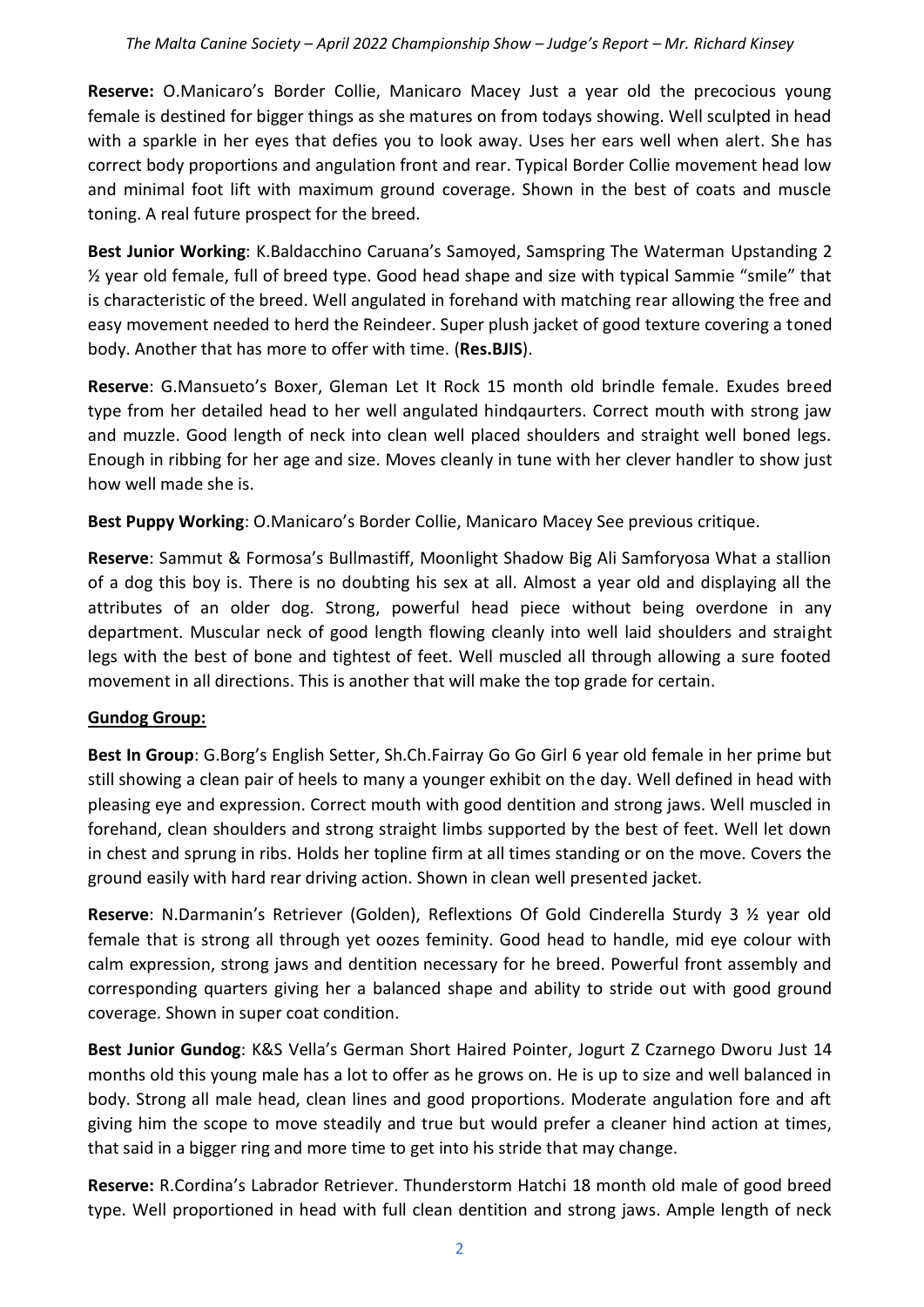**Reserve:** O.Manicaro's Border Collie, Manicaro Macey Just a year old the precocious young female is destined for bigger things as she matures on from todays showing. Well sculpted in head with a sparkle in her eyes that defies you to look away. Uses her ears well when alert. She has correct body proportions and angulation front and rear. Typical Border Collie movement head low and minimal foot lift with maximum ground coverage. Shown in the best of coats and muscle toning. A real future prospect for the breed.

**Best Junior Working**: K.Baldacchino Caruana's Samoyed, Samspring The Waterman Upstanding 2 ½ year old female, full of breed type. Good head shape and size with typical Sammie "smile" that is characteristic of the breed. Well angulated in forehand with matching rear allowing the free and easy movement needed to herd the Reindeer. Super plush jacket of good texture covering a toned body. Another that has more to offer with time. (**Res.BJIS**).

**Reserve**: G.Mansueto's Boxer, Gleman Let It Rock 15 month old brindle female. Exudes breed type from her detailed head to her well angulated hindqaurters. Correct mouth with strong jaw and muzzle. Good length of neck into clean well placed shoulders and straight well boned legs. Enough in ribbing for her age and size. Moves cleanly in tune with her clever handler to show just how well made she is.

**Best Puppy Working**: O.Manicaro's Border Collie, Manicaro Macey See previous critique.

**Reserve**: Sammut & Formosa's Bullmastiff, Moonlight Shadow Big Ali Samforyosa What a stallion of a dog this boy is. There is no doubting his sex at all. Almost a year old and displaying all the attributes of an older dog. Strong, powerful head piece without being overdone in any department. Muscular neck of good length flowing cleanly into well laid shoulders and straight legs with the best of bone and tightest of feet. Well muscled all through allowing a sure footed movement in all directions. This is another that will make the top grade for certain.

**Gundog Group:**

**Best In Group**: G.Borg's English Setter, Sh.Ch.Fairray Go Go Girl 6 year old female in her prime but still showing a clean pair of heels to many a younger exhibit on the day. Well defined in head with pleasing eye and expression. Correct mouth with good dentition and strong jaws. Well muscled in forehand, clean shoulders and strong straight limbs supported by the best of feet. Well let down in chest and sprung in ribs. Holds her topline firm at all times standing or on the move. Covers the ground easily with hard rear driving action. Shown in clean well presented jacket.

**Reserve**: N.Darmanin's Retriever (Golden), Reflextions Of Gold Cinderella Sturdy 3 ½ year old female that is strong all through yet oozes feminity. Good head to handle, mid eye colour with calm expression, strong jaws and dentition necessary for he breed. Powerful front assembly and corresponding quarters giving her a balanced shape and ability to stride out with good ground coverage. Shown in super coat condition.

**Best Junior Gundog**: K&S Vella's German Short Haired Pointer, Jogurt Z Czarnego Dworu Just 14 months old this young male has a lot to offer as he grows on. He is up to size and well balanced in body. Strong all male head, clean lines and good proportions. Moderate angulation fore and aft giving him the scope to move steadily and true but would prefer a cleaner hind action at times, that said in a bigger ring and more time to get into his stride that may change.

**Reserve:** R.Cordina's Labrador Retriever. Thunderstorm Hatchi 18 month old male of good breed type. Well proportioned in head with full clean dentition and strong jaws. Ample length of neck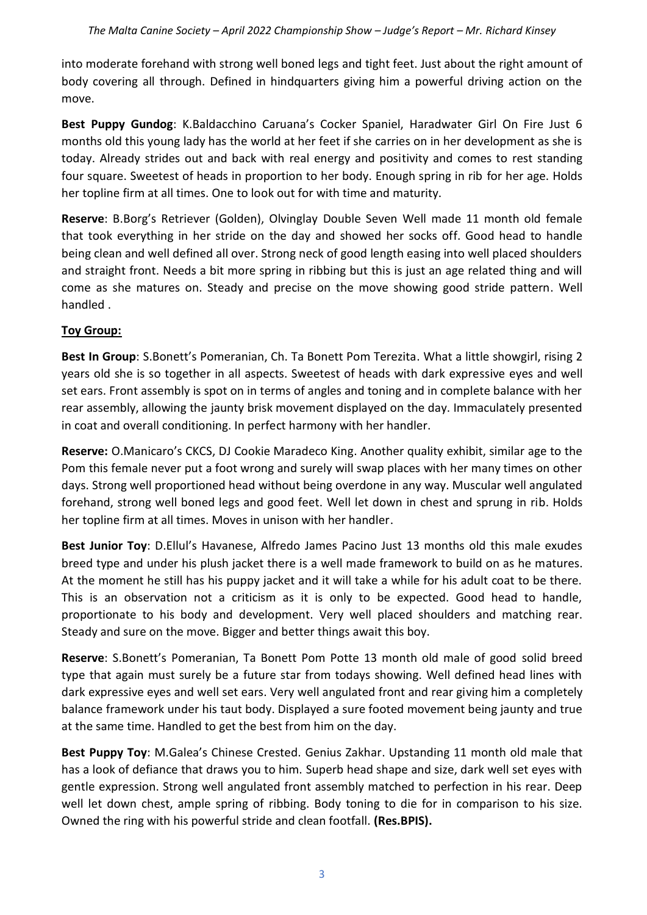into moderate forehand with strong well boned legs and tight feet. Just about the right amount of body covering all through. Defined in hindquarters giving him a powerful driving action on the move.

**Best Puppy Gundog**: K.Baldacchino Caruana's Cocker Spaniel, Haradwater Girl On Fire Just 6 months old this young lady has the world at her feet if she carries on in her development as she is today. Already strides out and back with real energy and positivity and comes to rest standing four square. Sweetest of heads in proportion to her body. Enough spring in rib for her age. Holds her topline firm at all times. One to look out for with time and maturity.

**Reserve**: B.Borg's Retriever (Golden), Olvinglay Double Seven Well made 11 month old female that took everything in her stride on the day and showed her socks off. Good head to handle being clean and well defined all over. Strong neck of good length easing into well placed shoulders and straight front. Needs a bit more spring in ribbing but this is just an age related thing and will come as she matures on. Steady and precise on the move showing good stride pattern. Well handled .

**Toy Group:**

**Best In Group**: S.Bonett's Pomeranian, Ch. Ta Bonett Pom Terezita. What a little showgirl, rising 2 years old she is so together in all aspects. Sweetest of heads with dark expressive eyes and well set ears. Front assembly is spot on in terms of angles and toning and in complete balance with her rear assembly, allowing the jaunty brisk movement displayed on the day. Immaculately presented in coat and overall conditioning. In perfect harmony with her handler.

**Reserve:** O.Manicaro's CKCS, DJ Cookie Maradeco King. Another quality exhibit, similar age to the Pom this female never put a foot wrong and surely will swap places with her many times on other days. Strong well proportioned head without being overdone in any way. Muscular well angulated forehand, strong well boned legs and good feet. Well let down in chest and sprung in rib. Holds her topline firm at all times. Moves in unison with her handler.

**Best Junior Toy**: D.Ellul's Havanese, Alfredo James Pacino Just 13 months old this male exudes breed type and under his plush jacket there is a well made framework to build on as he matures. At the moment he still has his puppy jacket and it will take a while for his adult coat to be there. This is an observation not a criticism as it is only to be expected. Good head to handle, proportionate to his body and development. Very well placed shoulders and matching rear. Steady and sure on the move. Bigger and better things await this boy.

**Reserve**: S.Bonett's Pomeranian, Ta Bonett Pom Potte 13 month old male of good solid breed type that again must surely be a future star from todays showing. Well defined head lines with dark expressive eyes and well set ears. Very well angulated front and rear giving him a completely balance framework under his taut body. Displayed a sure footed movement being jaunty and true at the same time. Handled to get the best from him on the day.

**Best Puppy Toy**: M.Galea's Chinese Crested. Genius Zakhar. Upstanding 11 month old male that has a look of defiance that draws you to him. Superb head shape and size, dark well set eyes with gentle expression. Strong well angulated front assembly matched to perfection in his rear. Deep well let down chest, ample spring of ribbing. Body toning to die for in comparison to his size. Owned the ring with his powerful stride and clean footfall. **(Res.BPIS).**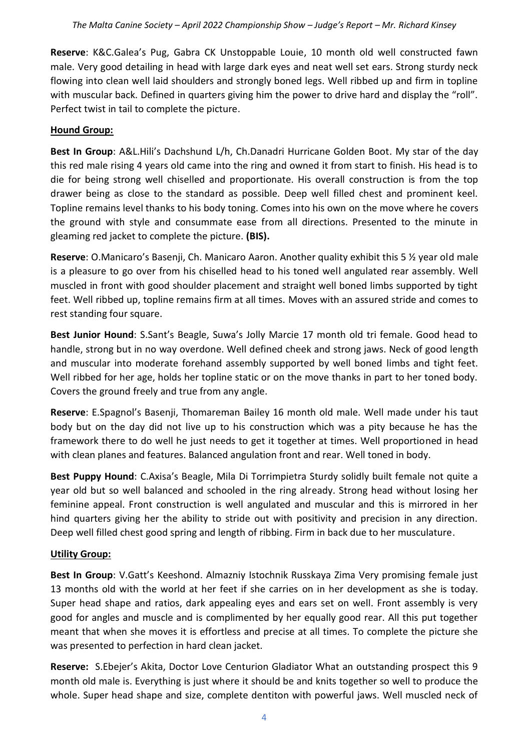**Reserve**: K&C.Galea's Pug, Gabra CK Unstoppable Louie, 10 month old well constructed fawn male. Very good detailing in head with large dark eyes and neat well set ears. Strong sturdy neck flowing into clean well laid shoulders and strongly boned legs. Well ribbed up and firm in topline with muscular back. Defined in quarters giving him the power to drive hard and display the "roll". Perfect twist in tail to complete the picture.

**Hound Group:**

**Best In Group**: A&L.Hili's Dachshund L/h, Ch.Danadri Hurricane Golden Boot. My star of the day this red male rising 4 years old came into the ring and owned it from start to finish. His head is to die for being strong well chiselled and proportionate. His overall construction is from the top drawer being as close to the standard as possible. Deep well filled chest and prominent keel. Topline remains level thanks to his body toning. Comes into his own on the move where he covers the ground with style and consummate ease from all directions. Presented to the minute in gleaming red jacket to complete the picture. **(BIS).**

**Reserve**: O.Manicaro's Basenji, Ch. Manicaro Aaron. Another quality exhibit this 5 ½ year old male is a pleasure to go over from his chiselled head to his toned well angulated rear assembly. Well muscled in front with good shoulder placement and straight well boned limbs supported by tight feet. Well ribbed up, topline remains firm at all times. Moves with an assured stride and comes to rest standing four square.

**Best Junior Hound**: S.Sant's Beagle, Suwa's Jolly Marcie 17 month old tri female. Good head to handle, strong but in no way overdone. Well defined cheek and strong jaws. Neck of good length and muscular into moderate forehand assembly supported by well boned limbs and tight feet. Well ribbed for her age, holds her topline static or on the move thanks in part to her toned body. Covers the ground freely and true from any angle.

**Reserve**: E.Spagnol's Basenji, Thomareman Bailey 16 month old male. Well made under his taut body but on the day did not live up to his construction which was a pity because he has the framework there to do well he just needs to get it together at times. Well proportioned in head with clean planes and features. Balanced angulation front and rear. Well toned in body.

**Best Puppy Hound**: C.Axisa's Beagle, Mila Di Torrimpietra Sturdy solidly built female not quite a year old but so well balanced and schooled in the ring already. Strong head without losing her feminine appeal. Front construction is well angulated and muscular and this is mirrored in her hind quarters giving her the ability to stride out with positivity and precision in any direction. Deep well filled chest good spring and length of ribbing. Firm in back due to her musculature.

**Utility Group:**

**Best In Group**: V.Gatt's Keeshond. Almazniy Istochnik Russkaya Zima Very promising female just 13 months old with the world at her feet if she carries on in her development as she is today. Super head shape and ratios, dark appealing eyes and ears set on well. Front assembly is very good for angles and muscle and is complimented by her equally good rear. All this put together meant that when she moves it is effortless and precise at all times. To complete the picture she was presented to perfection in hard clean jacket.

**Reserve:** S.Ebejer's Akita, Doctor Love Centurion Gladiator What an outstanding prospect this 9 month old male is. Everything is just where it should be and knits together so well to produce the whole. Super head shape and size, complete dentiton with powerful jaws. Well muscled neck of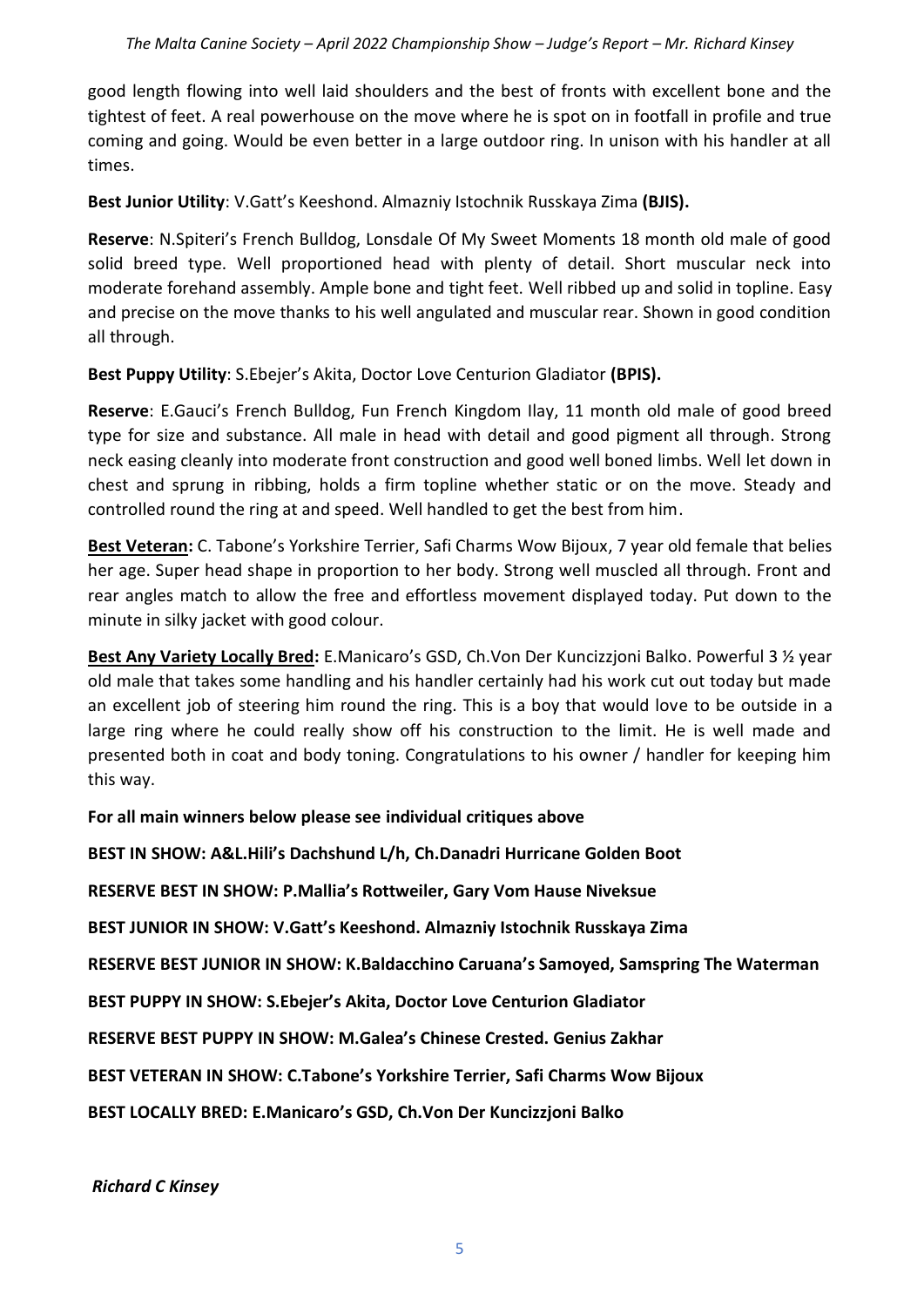good length flowing into well laid shoulders and the best of fronts with excellent bone and the tightest of feet. A real powerhouse on the move where he is spot on in footfall in profile and true coming and going. Would be even better in a large outdoor ring. In unison with his handler at all times.

**Best Junior Utility**: V.Gatt's Keeshond. Almazniy Istochnik Russkaya Zima **(BJIS).**

**Reserve**: N.Spiteri's French Bulldog, Lonsdale Of My Sweet Moments 18 month old male of good solid breed type. Well proportioned head with plenty of detail. Short muscular neck into moderate forehand assembly. Ample bone and tight feet. Well ribbed up and solid in topline. Easy and precise on the move thanks to his well angulated and muscular rear. Shown in good condition all through.

**Best Puppy Utility**: S.Ebejer's Akita, Doctor Love Centurion Gladiator **(BPIS).**

**Reserve**: E.Gauci's French Bulldog, Fun French Kingdom Ilay, 11 month old male of good breed type for size and substance. All male in head with detail and good pigment all through. Strong neck easing cleanly into moderate front construction and good well boned limbs. Well let down in chest and sprung in ribbing, holds a firm topline whether static or on the move. Steady and controlled round the ring at and speed. Well handled to get the best from him.

**Best Veteran:** C. Tabone's Yorkshire Terrier, Safi Charms Wow Bijoux, 7 year old female that belies her age. Super head shape in proportion to her body. Strong well muscled all through. Front and rear angles match to allow the free and effortless movement displayed today. Put down to the minute in silky jacket with good colour.

**Best Any Variety Locally Bred:** E.Manicaro's GSD, Ch.Von Der Kuncizzjoni Balko. Powerful 3 ½ year old male that takes some handling and his handler certainly had his work cut out today but made an excellent job of steering him round the ring. This is a boy that would love to be outside in a large ring where he could really show off his construction to the limit. He is well made and presented both in coat and body toning. Congratulations to his owner / handler for keeping him this way.

**For all main winners below please see individual critiques above**

**BEST IN SHOW: A&L.Hili's Dachshund L/h, Ch.Danadri Hurricane Golden Boot**

**RESERVE BEST IN SHOW: P.Mallia's Rottweiler, Gary Vom Hause Niveksue**

**BEST JUNIOR IN SHOW: V.Gatt's Keeshond. Almazniy Istochnik Russkaya Zima**

**RESERVE BEST JUNIOR IN SHOW: K.Baldacchino Caruana's Samoyed, Samspring The Waterman**

**BEST PUPPY IN SHOW: S.Ebejer's Akita, Doctor Love Centurion Gladiator**

**RESERVE BEST PUPPY IN SHOW: M.Galea's Chinese Crested. Genius Zakhar**

**BEST VETERAN IN SHOW: C.Tabone's Yorkshire Terrier, Safi Charms Wow Bijoux**

**BEST LOCALLY BRED: E.Manicaro's GSD, Ch.Von Der Kuncizzjoni Balko**

***Richard C Kinsey***